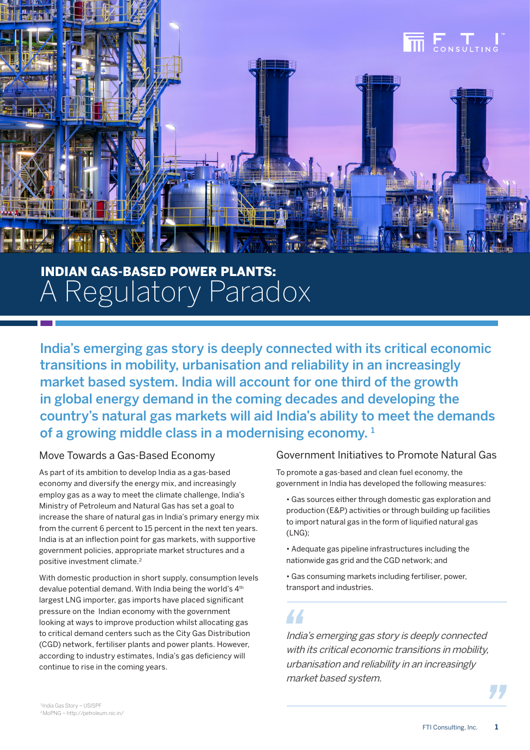# INDIAN GAS-BASED POWER PLANTS: A Regulatory Paradox

**India's emerging gas story is deeply connected with its critical economic transitions in mobility, urbanisation and reliability in an increasingly market based system. India will account for one third of the growth in global energy demand in the coming decades and developing the country's natural gas markets will aid India's ability to meet the demands of a growing middle class in a modernising economy.** [1]

## Move Towards a Gas-Based Economy

As part of its ambition to develop India as a gas-based economy and diversify the energy mix, and increasingly employ gas as a way to meet the climate challenge, India's Ministry of Petroleum and Natural Gas has set a goal to increase the share of natural gas in India's primary energy mix from the current 6 percent to 15 percent in the next ten years. India is at an inflection point for gas markets, with supportive government policies, appropriate market structures and a positive investment climate.[2]

With domestic production in short supply, consumption levels devalue potential demand. With India being the world's 4th largest LNG importer, gas imports have placed significant pressure on the Indian economy with the government looking at ways to improve production whilst allocating gas to critical demand centers such as the City Gas Distribution (CGD) network, fertiliser plants and power plants. However, according to industry estimates, India's gas deficiency will continue to rise in the coming years.

## Government Initiatives to Promote Natural Gas

To promote a gas-based and clean fuel economy, the government in India has developed the following measures:

- Gas sources either through domestic gas exploration and production (E&P) activities or through building up facilities to import natural gas in the form of liquified natural gas (LNG);
- Adequate gas pipeline infrastructures including the nationwide gas grid and the CGD network; and
- Gas consuming markets including fertiliser, power, transport and industries.

> *India's emerging gas story is deeply connected with its critical economic transitions in mobility, urbanisation and reliability in an increasingly market based system.*

[1] India Gas Story – USISPF
[2] MoPNG – http://petroleum.nic.in/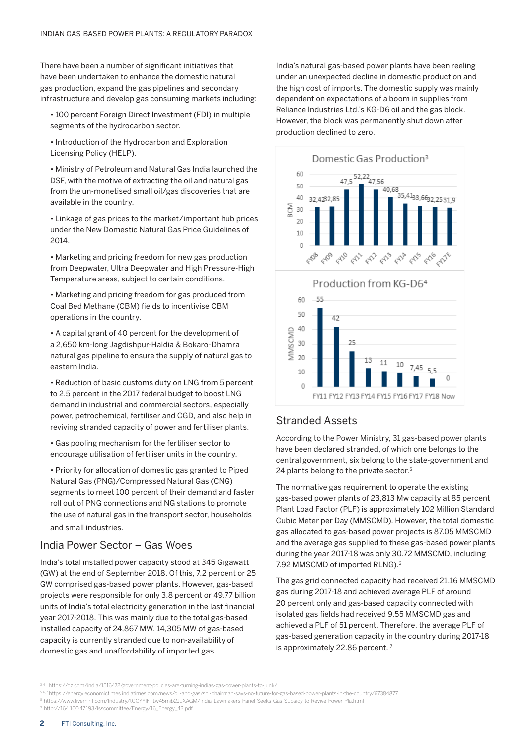There have been a number of significant initiatives that have been undertaken to enhance the domestic natural gas production, expand the gas pipelines and secondary infrastructure and develop gas consuming markets including:

- 100 percent Foreign Direct Investment (FDI) in multiple segments of the hydrocarbon sector.
- Introduction of the Hydrocarbon and Exploration Licensing Policy (HELP).
- Ministry of Petroleum and Natural Gas India launched the DSF, with the motive of extracting the oil and natural gas from the un-monetised small oil/gas discoveries that are available in the country.
- Linkage of gas prices to the market/important hub prices under the New Domestic Natural Gas Price Guidelines of 2014.
- Marketing and pricing freedom for new gas production from Deepwater, Ultra Deepwater and High Pressure-High Temperature areas, subject to certain conditions.
- Marketing and pricing freedom for gas produced from Coal Bed Methane (CBM) fields to incentivise CBM operations in the country.
- A capital grant of 40 percent for the development of a 2,650 km-long Jagdishpur-Haldia & Bokaro-Dhamra natural gas pipeline to ensure the supply of natural gas to eastern India.
- Reduction of basic customs duty on LNG from 5 percent to 2.5 percent in the 2017 federal budget to boost LNG demand in industrial and commercial sectors, especially power, petrochemical, fertiliser and CGD, and also help in reviving stranded capacity of power and fertiliser plants.
- Gas pooling mechanism for the fertiliser sector to encourage utilisation of fertiliser units in the country.
- Priority for allocation of domestic gas granted to Piped Natural Gas (PNG)/Compressed Natural Gas (CNG) segments to meet 100 percent of their demand and faster roll out of PNG connections and NG stations to promote the use of natural gas in the transport sector, households and small industries.

## India Power Sector – Gas Woes

India's total installed power capacity stood at 345 Gigawatt (GW) at the end of September 2018. Of this, 7.2 percent or 25 GW comprised gas-based power plants. However, gas-based projects were responsible for only 3.8 percent or 49.77 billion units of India's total electricity generation in the last financial year 2017-2018. This was mainly due to the total gas-based installed capacity of 24,867 MW. 14,305 MW of gas-based capacity is currently stranded due to non-availability of domestic gas and unaffordability of imported gas.

India's natural gas-based power plants have been reeling under an unexpected decline in domestic production and the high cost of imports. The domestic supply was mainly dependent on expectations of a boom in supplies from Reliance Industries Ltd.'s KG-D6 oil and the gas block. However, the block was permanently shut down after production declined to zero.

**Domestic Gas Production[3]** (BCM)

| FY08 | FY09 | FY10 | FY11 | FY12 | FY13 | FY14 | FY15 | FY16 | FY17E |
|---|---|---|---|---|---|---|---|---|---|
| 32,42 | 32,85 | 47,5 | 52,22 | 47,56 | 40,68 | 35,41 | 33,66 | 32,25 | 31,9 |

**Production from KG-D6[4]** (MMSCMD)

| FY11 | FY12 | FY13 | FY14 | FY15 | FY16 | FY17 | FY18 | Now |
|---|---|---|---|---|---|---|---|---|
| 55 | 42 | 25 | 13 | 11 | 10 | 7,45 | 5,5 | 0 |

## Stranded Assets

According to the Power Ministry, 31 gas-based power plants have been declared stranded, of which one belongs to the central government, six belong to the state-government and 24 plants belong to the private sector.[5]

The normative gas requirement to operate the existing gas-based power plants of 23,813 Mw capacity at 85 percent Plant Load Factor (PLF) is approximately 102 Million Standard Cubic Meter per Day (MMSCMD). However, the total domestic gas allocated to gas-based power projects is 87.05 MMSCMD and the average gas supplied to these gas-based power plants during the year 2017-18 was only 30.72 MMSCMD, including 7.92 MMSCMD of imported RLNG).[6]

The gas grid connected capacity had received 21.16 MMSCMD gas during 2017-18 and achieved average PLF of around 20 percent only and gas-based capacity connected with isolated gas fields had received 9.55 MMSCMD gas and achieved a PLF of 51 percent. Therefore, the average PLF of gas-based generation capacity in the country during 2017-18 is approximately 22.86 percent.[7]

---

[3 4] https://qz.com/india/1516472/government-policies-are-turning-indias-gas-power-plants-to-junk/

[5 6 7] https://energy.economictimes.indiatimes.com/news/oil-and-gas/sbi-chairman-says-no-future-for-gas-based-power-plants-in-the-country/67384877

[8] https://www.livemint.com/Industry/tGOYYIFT1w45mib2JuXAGM/India-Lawmakers-Panel-Seeks-Gas-Subsidy-to-Revive-Power-Pla.html

[9] http://164.100.47.193/lsscommittee/Energy/16_Energy_42.pdf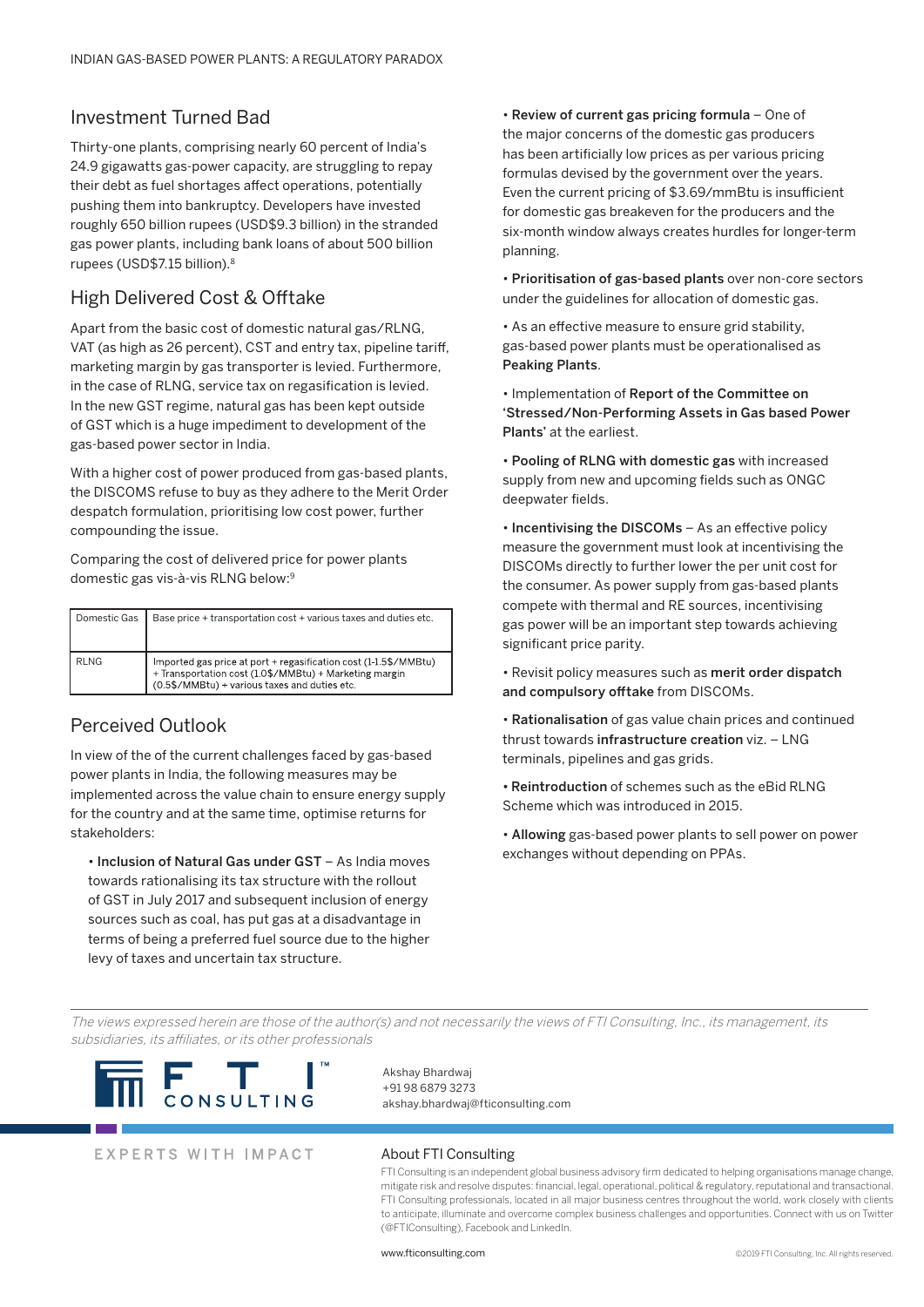## Investment Turned Bad

Thirty-one plants, comprising nearly 60 percent of India's 24.9 gigawatts gas-power capacity, are struggling to repay their debt as fuel shortages affect operations, potentially pushing them into bankruptcy. Developers have invested roughly 650 billion rupees (USD$9.3 billion) in the stranded gas power plants, including bank loans of about 500 billion rupees (USD$7.15 billion).[8]

## High Delivered Cost & Offtake

Apart from the basic cost of domestic natural gas/RLNG, VAT (as high as 26 percent), CST and entry tax, pipeline tariff, marketing margin by gas transporter is levied. Furthermore, in the case of RLNG, service tax on regasification is levied. In the new GST regime, natural gas has been kept outside of GST which is a huge impediment to development of the gas-based power sector in India.

With a higher cost of power produced from gas-based plants, the DISCOMS refuse to buy as they adhere to the Merit Order despatch formulation, prioritising low cost power, further compounding the issue.

Comparing the cost of delivered price for power plants domestic gas vis-à-vis RLNG below:[9]

| | |
|---|---|
| Domestic Gas | Base price + transportation cost + various taxes and duties etc. |
| RLNG | Imported gas price at port + regasification cost (1-1.5$/MMBtu) + Transportation cost (1.0$/MMBtu) + Marketing margin (0.5$/MMBtu) + various taxes and duties etc. |

## Perceived Outlook

In view of the of the current challenges faced by gas-based power plants in India, the following measures may be implemented across the value chain to ensure energy supply for the country and at the same time, optimise returns for stakeholders:

- **Inclusion of Natural Gas under GST** – As India moves towards rationalising its tax structure with the rollout of GST in July 2017 and subsequent inclusion of energy sources such as coal, has put gas at a disadvantage in terms of being a preferred fuel source due to the higher levy of taxes and uncertain tax structure.
- **Review of current gas pricing formula** – One of the major concerns of the domestic gas producers has been artificially low prices as per various pricing formulas devised by the government over the years. Even the current pricing of $3.69/mmBtu is insufficient for domestic gas breakeven for the producers and the six-month window always creates hurdles for longer-term planning.
- **Prioritisation of gas-based plants** over non-core sectors under the guidelines for allocation of domestic gas.
- As an effective measure to ensure grid stability, gas-based power plants must be operationalised as **Peaking Plants**.
- Implementation of **Report of the Committee on 'Stressed/Non-Performing Assets in Gas based Power Plants'** at the earliest.
- **Pooling of RLNG with domestic gas** with increased supply from new and upcoming fields such as ONGC deepwater fields.
- **Incentivising the DISCOMs** – As an effective policy measure the government must look at incentivising the DISCOMs directly to further lower the per unit cost for the consumer. As power supply from gas-based plants compete with thermal and RE sources, incentivising gas power will be an important step towards achieving significant price parity.
- Revisit policy measures such as **merit order dispatch and compulsory offtake** from DISCOMs.
- **Rationalisation** of gas value chain prices and continued thrust towards **infrastructure creation** viz. – LNG terminals, pipelines and gas grids.
- **Reintroduction** of schemes such as the eBid RLNG Scheme which was introduced in 2015.
- **Allowing** gas-based power plants to sell power on power exchanges without depending on PPAs.

*The views expressed herein are those of the author(s) and not necessarily the views of FTI Consulting, Inc., its management, its subsidiaries, its affiliates, or its other professionals*

FTI CONSULTING

Akshay Bhardwaj
+91 98 6879 3273
akshay.bhardwaj@fticonsulting.com

EXPERTS WITH IMPACT

### About FTI Consulting

FTI Consulting is an independent global business advisory firm dedicated to helping organisations manage change, mitigate risk and resolve disputes: financial, legal, operational, political & regulatory, reputational and transactional. FTI Consulting professionals, located in all major business centres throughout the world, work closely with clients to anticipate, illuminate and overcome complex business challenges and opportunities. Connect with us on Twitter (@FTIConsulting), Facebook and LinkedIn.

www.fticonsulting.com

©2019 FTI Consulting, Inc. All rights reserved.